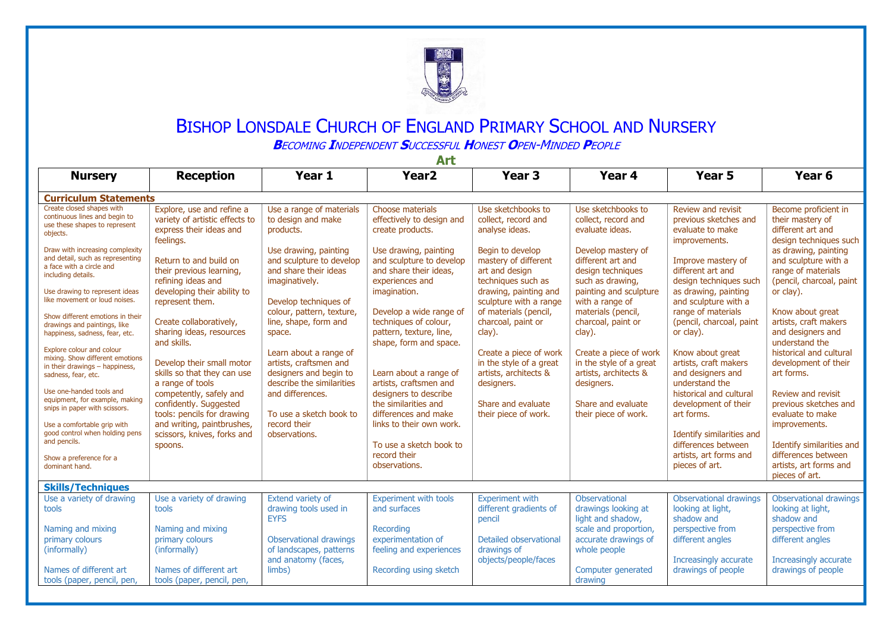# Bishop Lonsdale Church of England Primary School and Nursery

***B**ecoming **I**ndependent **S**uccessful **H**onest **O**pen-Minded **P**eople*

## Art

| Nursery | Reception | Year 1 | Year2 | Year 3 | Year 4 | Year 5 | Year 6 |
|---|---|---|---|---|---|---|---|
| **Curriculum Statements** | | | | | | | |
| Create closed shapes with continuous lines and begin to use these shapes to represent objects.<br><br>Draw with increasing complexity and detail, such as representing a face with a circle and including details.<br><br>Use drawing to represent ideas like movement or loud noises.<br><br>Show different emotions in their drawings and paintings, like happiness, sadness, fear, etc.<br><br>Explore colour and colour mixing. Show different emotions in their drawings – happiness, sadness, fear, etc.<br><br>Use one-handed tools and equipment, for example, making snips in paper with scissors.<br><br>Use a comfortable grip with good control when holding pens and pencils.<br><br>Show a preference for a dominant hand. | Explore, use and refine a variety of artistic effects to express their ideas and feelings.<br><br>Return to and build on their previous learning, refining ideas and developing their ability to represent them.<br><br>Create collaboratively, sharing ideas, resources and skills.<br><br>Develop their small motor skills so that they can use a range of tools competently, safely and confidently. Suggested tools: pencils for drawing and writing, paintbrushes, scissors, knives, forks and spoons. | Use a range of materials to design and make products.<br><br>Use drawing, painting and sculpture to develop and share their ideas imaginatively.<br><br>Develop techniques of colour, pattern, texture, line, shape, form and space.<br><br>Learn about a range of artists, craftsmen and designers and begin to describe the similarities and differences.<br><br>To use a sketch book to record their observations. | Choose materials effectively to design and create products.<br><br>Use drawing, painting and sculpture to develop and share their ideas, experiences and imagination.<br><br>Develop a wide range of techniques of colour, pattern, texture, line, shape, form and space.<br><br>Learn about a range of artists, craftsmen and designers to describe the similarities and differences and make links to their own work.<br><br>To use a sketch book to record their observations. | Use sketchbooks to collect, record and analyse ideas.<br><br>Begin to develop mastery of different art and design techniques such as drawing, painting and sculpture with a range of materials (pencil, charcoal, paint or clay).<br><br>Create a piece of work in the style of a great artists, architects & designers.<br><br>Share and evaluate their piece of work. | Use sketchbooks to collect, record and evaluate ideas.<br><br>Develop mastery of different art and design techniques such as drawing, painting and sculpture with a range of materials (pencil, charcoal, paint or clay).<br><br>Create a piece of work in the style of a great artists, architects & designers.<br><br>Share and evaluate their piece of work. | Review and revisit previous sketches and evaluate to make improvements.<br><br>Improve mastery of different art and design techniques such as drawing, painting and sculpture with a range of materials (pencil, charcoal, paint or clay).<br><br>Know about great artists, craft makers and designers and understand the historical and cultural development of their art forms.<br><br>Identify similarities and differences between artists, art forms and pieces of art. | Become proficient in their mastery of different art and design techniques such as drawing, painting and sculpture with a range of materials (pencil, charcoal, paint or clay).<br><br>Know about great artists, craft makers and designers and understand the historical and cultural development of their art forms.<br><br>Review and revisit previous sketches and evaluate to make improvements.<br><br>Identify similarities and differences between artists, art forms and pieces of art. |
| **Skills/Techniques** | | | | | | | |
| Use a variety of drawing tools<br><br>Naming and mixing primary colours (informally)<br><br>Names of different art tools (paper, pencil, pen, | Use a variety of drawing tools<br><br>Naming and mixing primary colours (informally)<br><br>Names of different art tools (paper, pencil, pen, | Extend variety of drawing tools used in EYFS<br><br>Observational drawings of landscapes, patterns and anatomy (faces, limbs) | Experiment with tools and surfaces<br><br>Recording experimentation of feeling and experiences<br><br>Recording using sketch | Experiment with different gradients of pencil<br><br>Detailed observational drawings of objects/people/faces | Observational drawings looking at light and shadow, scale and proportion, accurate drawings of whole people<br><br>Computer generated drawing | Observational drawings looking at light, shadow and perspective from different angles<br><br>Increasingly accurate drawings of people | Observational drawings looking at light, shadow and perspective from different angles<br><br>Increasingly accurate drawings of people |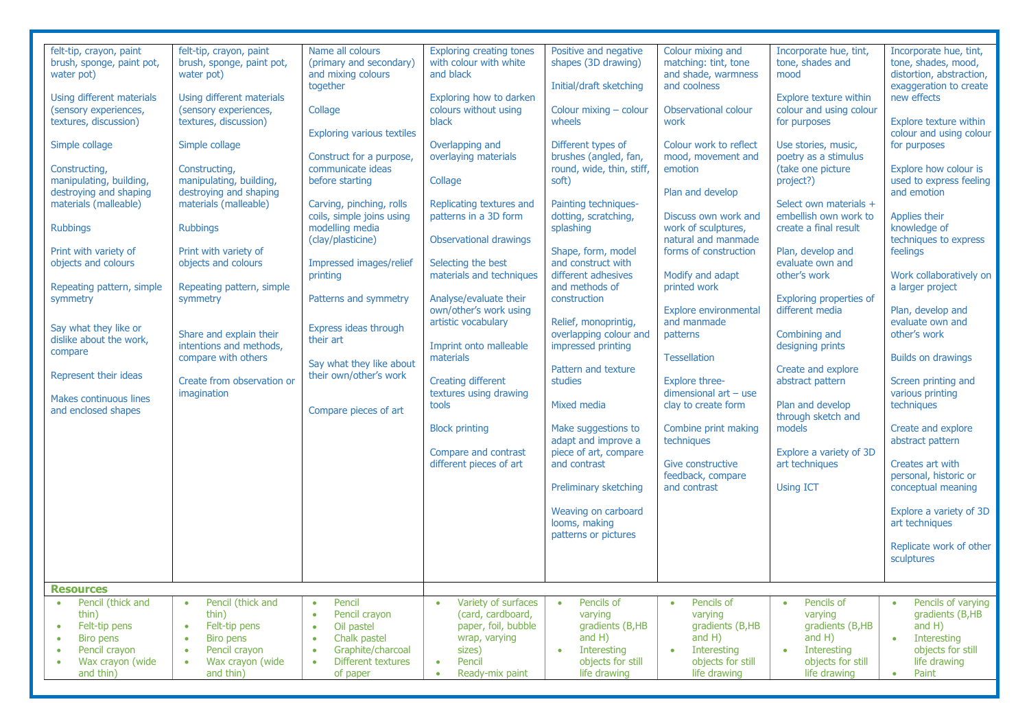| | | | | | | | |
|---|---|---|---|---|---|---|---|
| felt-tip, crayon, paint brush, sponge, paint pot, water pot)<br><br>Using different materials (sensory experiences, textures, discussion)<br><br>Simple collage<br><br>Constructing, manipulating, building, destroying and shaping materials (malleable)<br><br>Rubbings<br><br>Print with variety of objects and colours<br><br>Repeating pattern, simple symmetry<br><br>Say what they like or dislike about the work, compare<br><br>Represent their ideas<br><br>Makes continuous lines and enclosed shapes | felt-tip, crayon, paint brush, sponge, paint pot, water pot)<br><br>Using different materials (sensory experiences, textures, discussion)<br><br>Simple collage<br><br>Constructing, manipulating, building, destroying and shaping materials (malleable)<br><br>Rubbings<br><br>Print with variety of objects and colours<br><br>Repeating pattern, simple symmetry<br><br>Share and explain their intentions and methods, compare with others<br><br>Create from observation or imagination | Name all colours (primary and secondary) and mixing colours together<br><br>Collage<br><br>Exploring various textiles<br><br>Construct for a purpose, communicate ideas before starting<br><br>Carving, pinching, rolls coils, simple joins using modelling media (clay/plasticine)<br><br>Impressed images/relief printing<br><br>Patterns and symmetry<br><br>Express ideas through their art<br><br>Say what they like about their own/other's work<br><br>Compare pieces of art | Exploring creating tones with colour with white and black<br><br>Exploring how to darken colours without using black<br><br>Overlapping and overlaying materials<br><br>Collage<br><br>Replicating textures and patterns in a 3D form<br><br>Observational drawings<br><br>Selecting the best materials and techniques<br><br>Analyse/evaluate their own/other's work using artistic vocabulary<br><br>Imprint onto malleable materials<br><br>Creating different textures using drawing tools<br><br>Block printing<br><br>Compare and contrast different pieces of art | Positive and negative shapes (3D drawing)<br><br>Initial/draft sketching<br><br>Colour mixing – colour wheels<br><br>Different types of brushes (angled, fan, round, wide, thin, stiff, soft)<br><br>Painting techniques- dotting, scratching, splashing<br><br>Shape, form, model and construct with different adhesives and methods of construction<br><br>Relief, monoprintig, overlapping colour and impressed printing<br><br>Pattern and texture studies<br><br>Mixed media<br><br>Make suggestions to adapt and improve a piece of art, compare and contrast<br><br>Preliminary sketching<br><br>Weaving on carboard looms, making patterns or pictures | Colour mixing and matching: tint, tone and shade, warmness and coolness<br><br>Observational colour work<br><br>Colour work to reflect mood, movement and emotion<br><br>Plan and develop<br><br>Discuss own work and work of sculptures, natural and manmade forms of construction<br><br>Modify and adapt printed work<br><br>Explore environmental and manmade patterns<br><br>Tessellation<br><br>Explore three-dimensional art – use clay to create form<br><br>Combine print making techniques<br><br>Give constructive feedback, compare and contrast | Incorporate hue, tint, tone, shades and mood<br><br>Explore texture within colour and using colour for purposes<br><br>Use stories, music, poetry as a stimulus (take one picture project?)<br><br>Select own materials + embellish own work to create a final result<br><br>Plan, develop and evaluate own and other's work<br><br>Exploring properties of different media<br><br>Combining and designing prints<br><br>Create and explore abstract pattern<br><br>Plan and develop through sketch and models<br><br>Explore a variety of 3D art techniques<br><br>Using ICT | Incorporate hue, tint, tone, shades, mood, distortion, abstraction, exaggeration to create new effects<br><br>Explore texture within colour and using colour for purposes<br><br>Explore how colour is used to express feeling and emotion<br><br>Applies their knowledge of techniques to express feelings<br><br>Work collaboratively on a larger project<br><br>Plan, develop and evaluate own and other's work<br><br>Builds on drawings<br><br>Screen printing and various printing techniques<br><br>Create and explore abstract pattern<br><br>Creates art with personal, historic or conceptual meaning<br><br>Explore a variety of 3D art techniques<br><br>Replicate work of other sculptures |
| **Resources** | | | | | | | |
| • Pencil (thick and thin)<br>• Felt-tip pens<br>• Biro pens<br>• Pencil crayon<br>• Wax crayon (wide and thin) | • Pencil (thick and thin)<br>• Felt-tip pens<br>• Biro pens<br>• Pencil crayon<br>• Wax crayon (wide and thin) | • Pencil<br>• Pencil crayon<br>• Oil pastel<br>• Chalk pastel<br>• Graphite/charcoal<br>• Different textures of paper | • Variety of surfaces (card, cardboard, paper, foil, bubble wrap, varying sizes)<br>• Pencil<br>• Ready-mix paint | • Pencils of varying gradients (B,HB and H)<br>• Interesting objects for still life drawing | • Pencils of varying gradients (B,HB and H)<br>• Interesting objects for still life drawing | • Pencils of varying gradients (B,HB and H)<br>• Interesting objects for still life drawing | • Pencils of varying gradients (B,HB and H)<br>• Interesting objects for still life drawing<br>• Paint |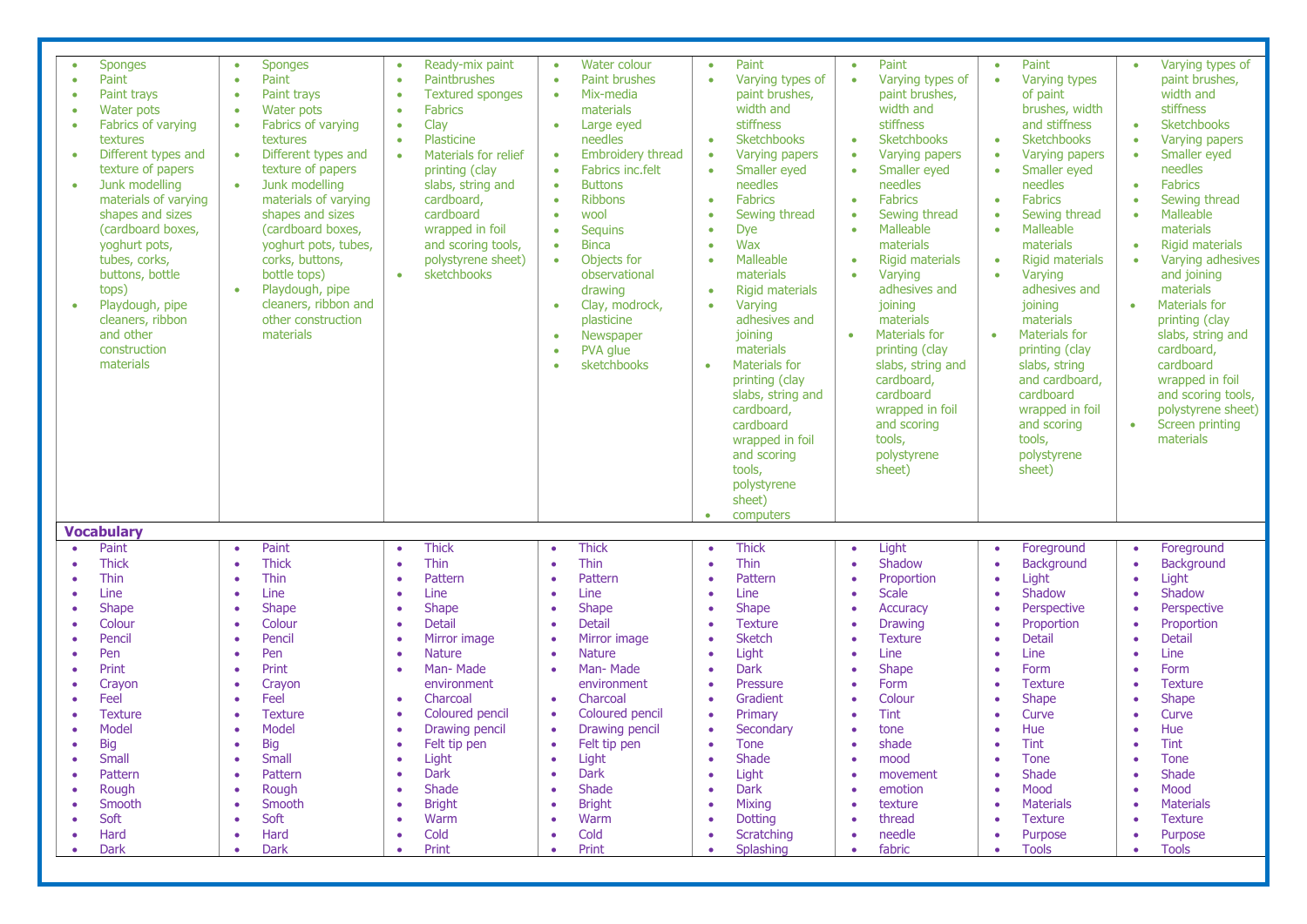| | | | | | | | |
|---|---|---|---|---|---|---|---|
| • Sponges<br>• Paint<br>• Paint trays<br>• Water pots<br>• Fabrics of varying textures<br>• Different types and texture of papers<br>• Junk modelling materials of varying shapes and sizes (cardboard boxes, yoghurt pots, tubes, corks, buttons, bottle tops)<br>• Playdough, pipe cleaners, ribbon and other construction materials | • Sponges<br>• Paint<br>• Paint trays<br>• Water pots<br>• Fabrics of varying textures<br>• Different types and texture of papers<br>• Junk modelling materials of varying shapes and sizes (cardboard boxes, yoghurt pots, tubes, corks, buttons, bottle tops)<br>• Playdough, pipe cleaners, ribbon and other construction materials | • Ready-mix paint<br>• Paintbrushes<br>• Textured sponges<br>• Fabrics<br>• Clay<br>• Plasticine<br>• Materials for relief printing (clay slabs, string and cardboard, cardboard wrapped in foil and scoring tools, polystyrene sheet)<br>• sketchbooks | • Water colour<br>• Paint brushes<br>• Mix-media materials<br>• Large eyed needles<br>• Embroidery thread<br>• Fabrics inc.felt<br>• Buttons<br>• Ribbons<br>• wool<br>• Sequins<br>• Binca<br>• Objects for observational drawing<br>• Clay, modrock, plasticine<br>• Newspaper<br>• PVA glue<br>• sketchbooks | • Paint<br>• Varying types of paint brushes, width and stiffness<br>• Sketchbooks<br>• Varying papers<br>• Smaller eyed needles<br>• Fabrics<br>• Sewing thread<br>• Dye<br>• Wax<br>• Malleable materials<br>• Rigid materials<br>• Varying adhesives and joining materials<br>• Materials for printing (clay slabs, string and cardboard, cardboard wrapped in foil and scoring tools, polystyrene sheet)<br>• computers | • Paint<br>• Varying types of paint brushes, width and stiffness<br>• Sketchbooks<br>• Varying papers<br>• Smaller eyed needles<br>• Fabrics<br>• Sewing thread<br>• Malleable materials<br>• Rigid materials<br>• Varying adhesives and joining materials<br>• Materials for printing (clay slabs, string and cardboard, cardboard wrapped in foil and scoring tools, polystyrene sheet) | • Paint<br>• Varying types of paint brushes, width and stiffness<br>• Sketchbooks<br>• Varying papers<br>• Smaller eyed needles<br>• Fabrics<br>• Sewing thread<br>• Malleable materials<br>• Rigid materials<br>• Varying adhesives and joining materials<br>• Materials for printing (clay slabs, string and cardboard, cardboard wrapped in foil and scoring tools, polystyrene sheet) | • Varying types of paint brushes, width and stiffness<br>• Sketchbooks<br>• Varying papers<br>• Smaller eyed needles<br>• Fabrics<br>• Sewing thread<br>• Malleable materials<br>• Rigid materials<br>• Varying adhesives and joining materials<br>• Materials for printing (clay slabs, string and cardboard, cardboard wrapped in foil and scoring tools, polystyrene sheet)<br>• Screen printing materials |
| **Vocabulary** | | | | | | | |
| • Paint<br>• Thick<br>• Thin<br>• Line<br>• Shape<br>• Colour<br>• Pencil<br>• Pen<br>• Print<br>• Crayon<br>• Feel<br>• Texture<br>• Model<br>• Big<br>• Small<br>• Pattern<br>• Rough<br>• Smooth<br>• Soft<br>• Hard<br>• Dark | • Paint<br>• Thick<br>• Thin<br>• Line<br>• Shape<br>• Colour<br>• Pencil<br>• Pen<br>• Print<br>• Crayon<br>• Feel<br>• Texture<br>• Model<br>• Big<br>• Small<br>• Pattern<br>• Rough<br>• Smooth<br>• Soft<br>• Hard<br>• Dark | • Thick<br>• Thin<br>• Pattern<br>• Line<br>• Shape<br>• Detail<br>• Mirror image<br>• Nature<br>• Man- Made environment<br>• Charcoal<br>• Coloured pencil<br>• Drawing pencil<br>• Felt tip pen<br>• Light<br>• Dark<br>• Shade<br>• Bright<br>• Warm<br>• Cold<br>• Print | • Thick<br>• Thin<br>• Pattern<br>• Line<br>• Shape<br>• Detail<br>• Mirror image<br>• Nature<br>• Man- Made environment<br>• Charcoal<br>• Coloured pencil<br>• Drawing pencil<br>• Felt tip pen<br>• Light<br>• Dark<br>• Shade<br>• Bright<br>• Warm<br>• Cold<br>• Print | • Thick<br>• Thin<br>• Pattern<br>• Line<br>• Shape<br>• Texture<br>• Sketch<br>• Light<br>• Dark<br>• Pressure<br>• Gradient<br>• Primary<br>• Secondary<br>• Tone<br>• Shade<br>• Light<br>• Dark<br>• Mixing<br>• Dotting<br>• Scratching<br>• Splashing | • Light<br>• Shadow<br>• Proportion<br>• Scale<br>• Accuracy<br>• Drawing<br>• Texture<br>• Line<br>• Shape<br>• Form<br>• Colour<br>• Tint<br>• tone<br>• shade<br>• mood<br>• movement<br>• emotion<br>• texture<br>• thread<br>• needle<br>• fabric | • Foreground<br>• Background<br>• Light<br>• Shadow<br>• Perspective<br>• Proportion<br>• Detail<br>• Line<br>• Form<br>• Texture<br>• Shape<br>• Curve<br>• Hue<br>• Tint<br>• Tone<br>• Shade<br>• Mood<br>• Materials<br>• Texture<br>• Purpose<br>• Tools | • Foreground<br>• Background<br>• Light<br>• Shadow<br>• Perspective<br>• Proportion<br>• Detail<br>• Line<br>• Form<br>• Texture<br>• Shape<br>• Curve<br>• Hue<br>• Tint<br>• Tone<br>• Shade<br>• Mood<br>• Materials<br>• Texture<br>• Purpose<br>• Tools |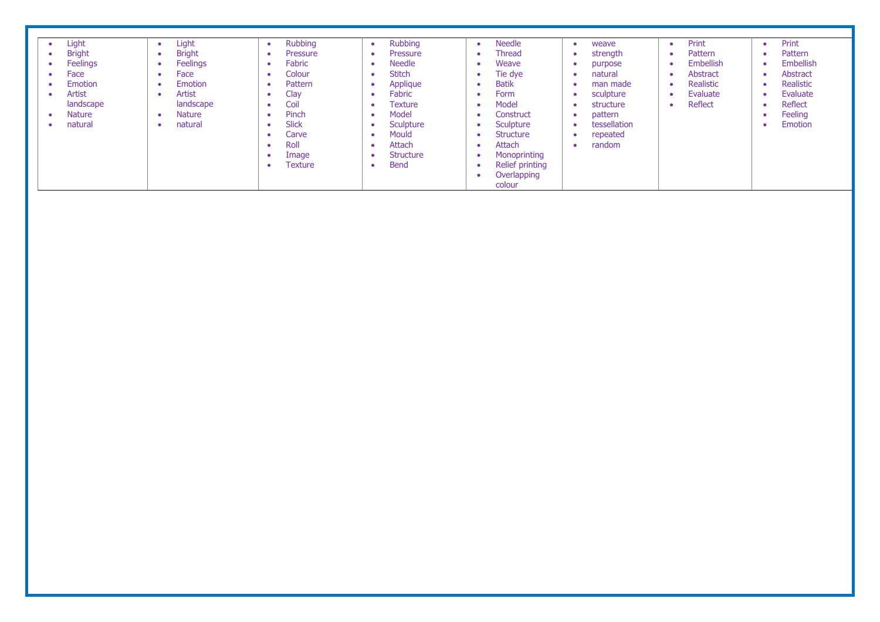| | | | | | | | |
|---|---|---|---|---|---|---|---|
| • Light<br>• Bright<br>• Feelings<br>• Face<br>• Emotion<br>• Artist landscape<br>• Nature<br>• natural | • Light<br>• Bright<br>• Feelings<br>• Face<br>• Emotion<br>• Artist landscape<br>• Nature<br>• natural | • Rubbing<br>• Pressure<br>• Fabric<br>• Colour<br>• Pattern<br>• Clay<br>• Coil<br>• Pinch<br>• Slick<br>• Carve<br>• Roll<br>• Image<br>• Texture | • Rubbing<br>• Pressure<br>• Needle<br>• Stitch<br>• Applique<br>• Fabric<br>• Texture<br>• Model<br>• Sculpture<br>• Mould<br>• Attach<br>• Structure<br>• Bend | • Needle<br>• Thread<br>• Weave<br>• Tie dye<br>• Batik<br>• Form<br>• Model<br>• Construct<br>• Sculpture<br>• Structure<br>• Attach<br>• Monoprinting<br>• Relief printing<br>• Overlapping colour | • weave<br>• strength<br>• purpose<br>• natural<br>• man made<br>• sculpture<br>• structure<br>• pattern<br>• tessellation<br>• repeated<br>• random | • Print<br>• Pattern<br>• Embellish<br>• Abstract<br>• Realistic<br>• Evaluate<br>• Reflect | • Print<br>• Pattern<br>• Embellish<br>• Abstract<br>• Realistic<br>• Evaluate<br>• Reflect<br>• Feeling<br>• Emotion |